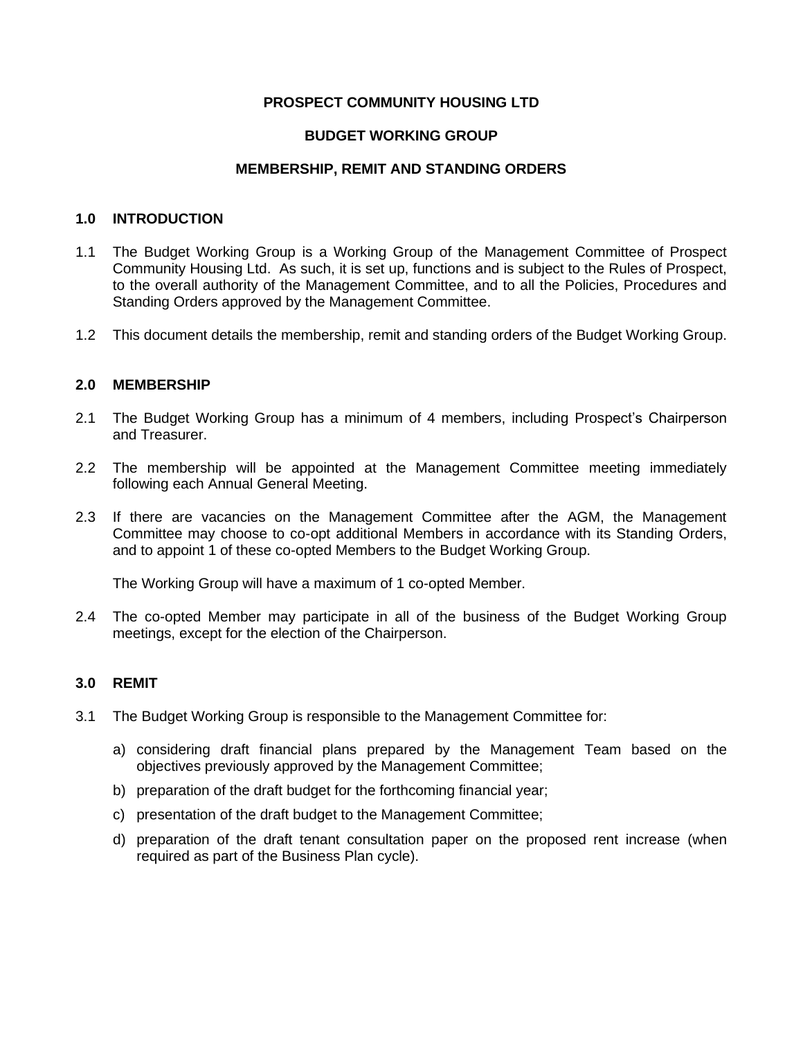# PROSPECT COMMUNITY HOUSING LTD

## BUDGET WORKING GROUP

## MEMBERSHIP, REMIT AND STANDING ORDERS

### 1.0 INTRODUCTION

1.1 The Budget Working Group is a Working Group of the Management Committee of Prospect Community Housing Ltd. As such, it is set up, functions and is subject to the Rules of Prospect, to the overall authority of the Management Committee, and to all the Policies, Procedures and Standing Orders approved by the Management Committee.

1.2 This document details the membership, remit and standing orders of the Budget Working Group.

### 2.0 MEMBERSHIP

2.1 The Budget Working Group has a minimum of 4 members, including Prospect's Chairperson and Treasurer.

2.2 The membership will be appointed at the Management Committee meeting immediately following each Annual General Meeting.

2.3 If there are vacancies on the Management Committee after the AGM, the Management Committee may choose to co-opt additional Members in accordance with its Standing Orders, and to appoint 1 of these co-opted Members to the Budget Working Group.

The Working Group will have a maximum of 1 co-opted Member.

2.4 The co-opted Member may participate in all of the business of the Budget Working Group meetings, except for the election of the Chairperson.

### 3.0 REMIT

3.1 The Budget Working Group is responsible to the Management Committee for:

a) considering draft financial plans prepared by the Management Team based on the objectives previously approved by the Management Committee;

b) preparation of the draft budget for the forthcoming financial year;

c) presentation of the draft budget to the Management Committee;

d) preparation of the draft tenant consultation paper on the proposed rent increase (when required as part of the Business Plan cycle).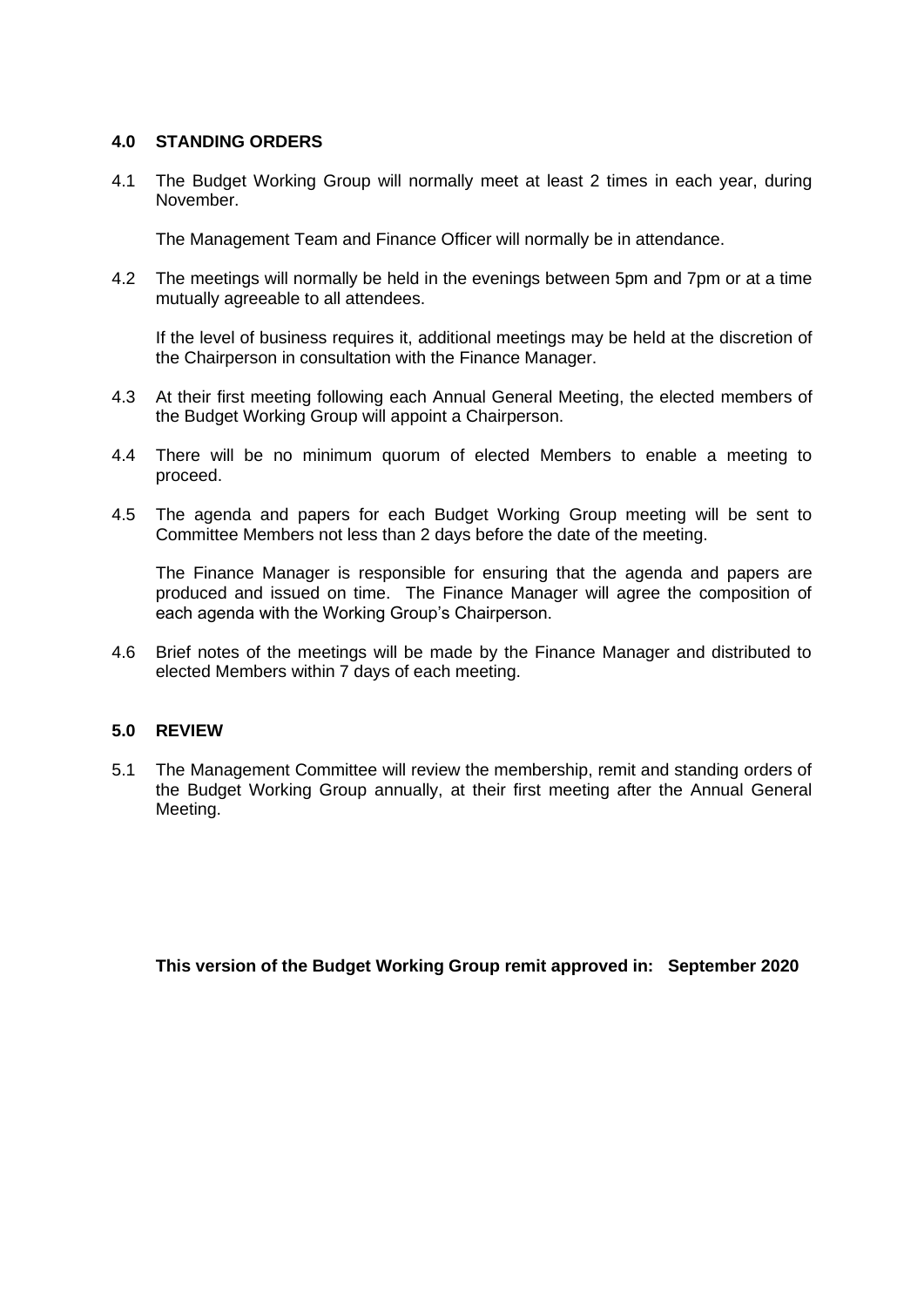## 4.0 STANDING ORDERS

4.1 The Budget Working Group will normally meet at least 2 times in each year, during November.

The Management Team and Finance Officer will normally be in attendance.

4.2 The meetings will normally be held in the evenings between 5pm and 7pm or at a time mutually agreeable to all attendees.

If the level of business requires it, additional meetings may be held at the discretion of the Chairperson in consultation with the Finance Manager.

4.3 At their first meeting following each Annual General Meeting, the elected members of the Budget Working Group will appoint a Chairperson.

4.4 There will be no minimum quorum of elected Members to enable a meeting to proceed.

4.5 The agenda and papers for each Budget Working Group meeting will be sent to Committee Members not less than 2 days before the date of the meeting.

The Finance Manager is responsible for ensuring that the agenda and papers are produced and issued on time. The Finance Manager will agree the composition of each agenda with the Working Group's Chairperson.

4.6 Brief notes of the meetings will be made by the Finance Manager and distributed to elected Members within 7 days of each meeting.

## 5.0 REVIEW

5.1 The Management Committee will review the membership, remit and standing orders of the Budget Working Group annually, at their first meeting after the Annual General Meeting.

**This version of the Budget Working Group remit approved in: September 2020**